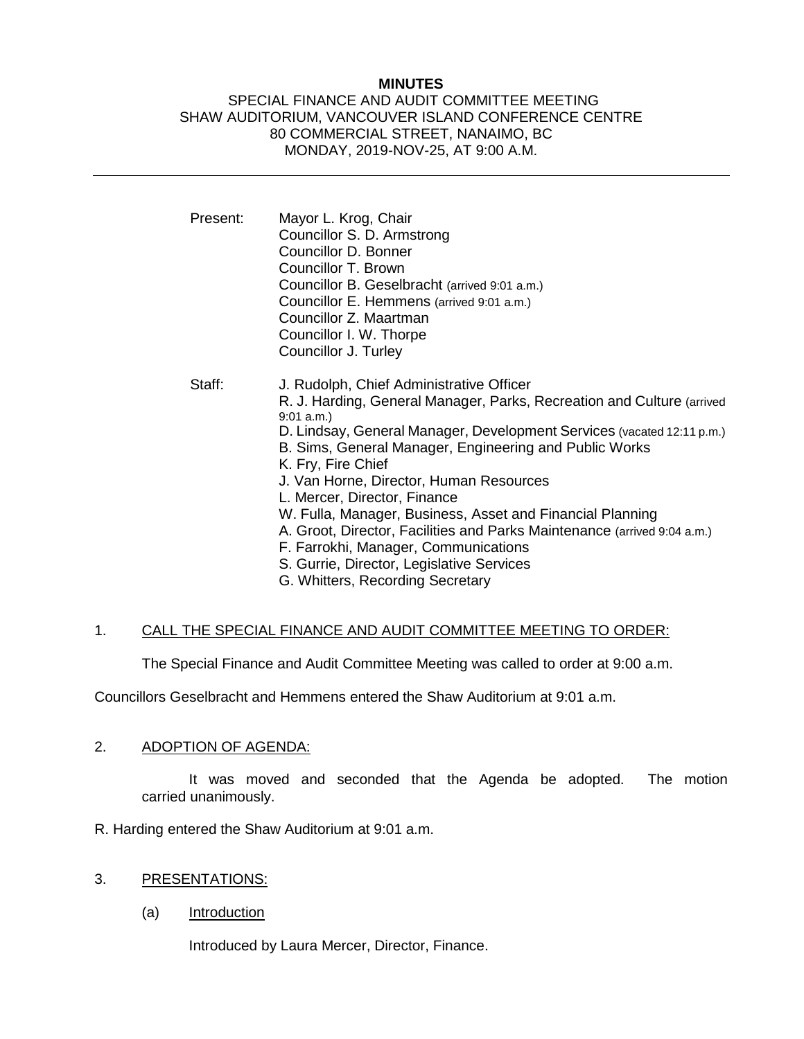**MINUTES**

SPECIAL FINANCE AND AUDIT COMMITTEE MEETING
SHAW AUDITORIUM, VANCOUVER ISLAND CONFERENCE CENTRE
80 COMMERCIAL STREET, NANAIMO, BC
MONDAY, 2019-NOV-25, AT 9:00 A.M.

---

Present: Mayor L. Krog, Chair
Councillor S. D. Armstrong
Councillor D. Bonner
Councillor T. Brown
Councillor B. Geselbracht (arrived 9:01 a.m.)
Councillor E. Hemmens (arrived 9:01 a.m.)
Councillor Z. Maartman
Councillor I. W. Thorpe
Councillor J. Turley

Staff: J. Rudolph, Chief Administrative Officer
R. J. Harding, General Manager, Parks, Recreation and Culture (arrived 9:01 a.m.)
D. Lindsay, General Manager, Development Services (vacated 12:11 p.m.)
B. Sims, General Manager, Engineering and Public Works
K. Fry, Fire Chief
J. Van Horne, Director, Human Resources
L. Mercer, Director, Finance
W. Fulla, Manager, Business, Asset and Financial Planning
A. Groot, Director, Facilities and Parks Maintenance (arrived 9:04 a.m.)
F. Farrokhi, Manager, Communications
S. Gurrie, Director, Legislative Services
G. Whitters, Recording Secretary

1. CALL THE SPECIAL FINANCE AND AUDIT COMMITTEE MEETING TO ORDER:

The Special Finance and Audit Committee Meeting was called to order at 9:00 a.m.

Councillors Geselbracht and Hemmens entered the Shaw Auditorium at 9:01 a.m.

2. ADOPTION OF AGENDA:

It was moved and seconded that the Agenda be adopted. The motion carried unanimously.

R. Harding entered the Shaw Auditorium at 9:01 a.m.

3. PRESENTATIONS:

(a) Introduction

Introduced by Laura Mercer, Director, Finance.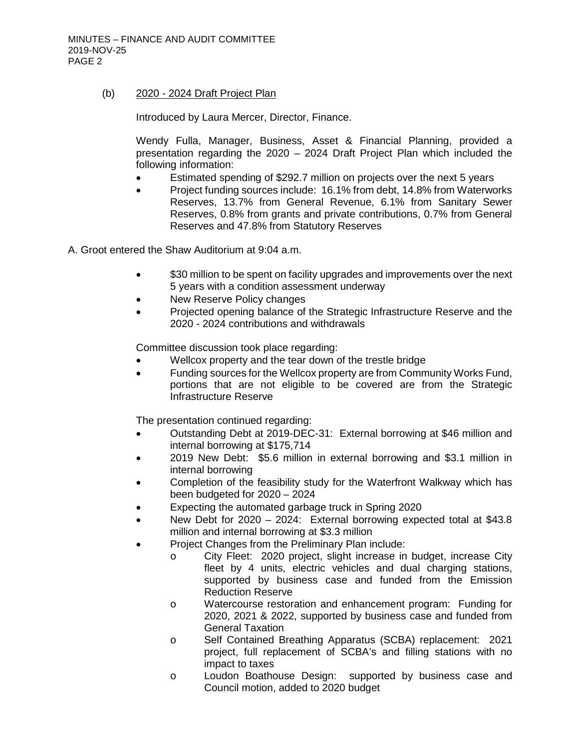(b) 2020 - 2024 Draft Project Plan

Introduced by Laura Mercer, Director, Finance.

Wendy Fulla, Manager, Business, Asset & Financial Planning, provided a presentation regarding the 2020 – 2024 Draft Project Plan which included the following information:

- Estimated spending of $292.7 million on projects over the next 5 years
- Project funding sources include: 16.1% from debt, 14.8% from Waterworks Reserves, 13.7% from General Revenue, 6.1% from Sanitary Sewer Reserves, 0.8% from grants and private contributions, 0.7% from General Reserves and 47.8% from Statutory Reserves

A. Groot entered the Shaw Auditorium at 9:04 a.m.

- $30 million to be spent on facility upgrades and improvements over the next 5 years with a condition assessment underway
- New Reserve Policy changes
- Projected opening balance of the Strategic Infrastructure Reserve and the 2020 - 2024 contributions and withdrawals

Committee discussion took place regarding:

- Wellcox property and the tear down of the trestle bridge
- Funding sources for the Wellcox property are from Community Works Fund, portions that are not eligible to be covered are from the Strategic Infrastructure Reserve

The presentation continued regarding:

- Outstanding Debt at 2019-DEC-31: External borrowing at $46 million and internal borrowing at $175,714
- 2019 New Debt: $5.6 million in external borrowing and $3.1 million in internal borrowing
- Completion of the feasibility study for the Waterfront Walkway which has been budgeted for 2020 – 2024
- Expecting the automated garbage truck in Spring 2020
- New Debt for 2020 – 2024: External borrowing expected total at $43.8 million and internal borrowing at $3.3 million
- Project Changes from the Preliminary Plan include:
  - City Fleet: 2020 project, slight increase in budget, increase City fleet by 4 units, electric vehicles and dual charging stations, supported by business case and funded from the Emission Reduction Reserve
  - Watercourse restoration and enhancement program: Funding for 2020, 2021 & 2022, supported by business case and funded from General Taxation
  - Self Contained Breathing Apparatus (SCBA) replacement: 2021 project, full replacement of SCBA's and filling stations with no impact to taxes
  - Loudon Boathouse Design: supported by business case and Council motion, added to 2020 budget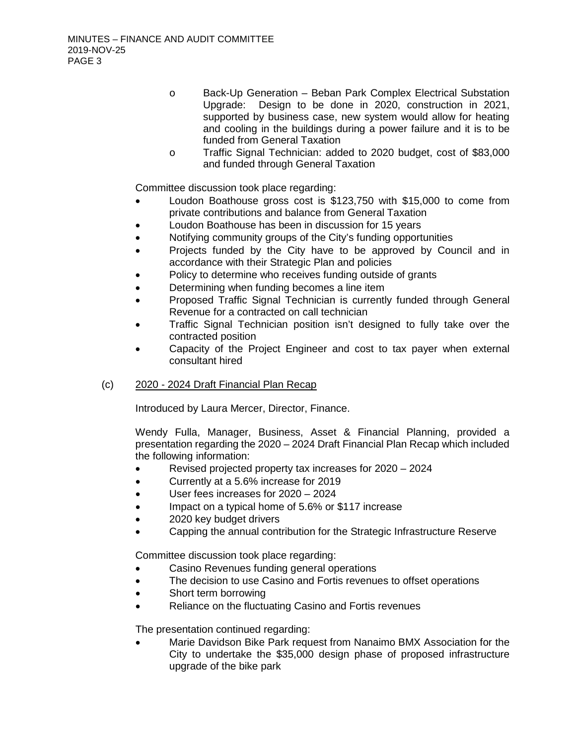- Back-Up Generation – Beban Park Complex Electrical Substation Upgrade: Design to be done in 2020, construction in 2021, supported by business case, new system would allow for heating and cooling in the buildings during a power failure and it is to be funded from General Taxation
- Traffic Signal Technician: added to 2020 budget, cost of $83,000 and funded through General Taxation

Committee discussion took place regarding:

- Loudon Boathouse gross cost is $123,750 with $15,000 to come from private contributions and balance from General Taxation
- Loudon Boathouse has been in discussion for 15 years
- Notifying community groups of the City's funding opportunities
- Projects funded by the City have to be approved by Council and in accordance with their Strategic Plan and policies
- Policy to determine who receives funding outside of grants
- Determining when funding becomes a line item
- Proposed Traffic Signal Technician is currently funded through General Revenue for a contracted on call technician
- Traffic Signal Technician position isn't designed to fully take over the contracted position
- Capacity of the Project Engineer and cost to tax payer when external consultant hired

(c) <u>2020 - 2024 Draft Financial Plan Recap</u>

Introduced by Laura Mercer, Director, Finance.

Wendy Fulla, Manager, Business, Asset & Financial Planning, provided a presentation regarding the 2020 – 2024 Draft Financial Plan Recap which included the following information:

- Revised projected property tax increases for 2020 – 2024
- Currently at a 5.6% increase for 2019
- User fees increases for 2020 – 2024
- Impact on a typical home of 5.6% or $117 increase
- 2020 key budget drivers
- Capping the annual contribution for the Strategic Infrastructure Reserve

Committee discussion took place regarding:

- Casino Revenues funding general operations
- The decision to use Casino and Fortis revenues to offset operations
- Short term borrowing
- Reliance on the fluctuating Casino and Fortis revenues

The presentation continued regarding:

- Marie Davidson Bike Park request from Nanaimo BMX Association for the City to undertake the $35,000 design phase of proposed infrastructure upgrade of the bike park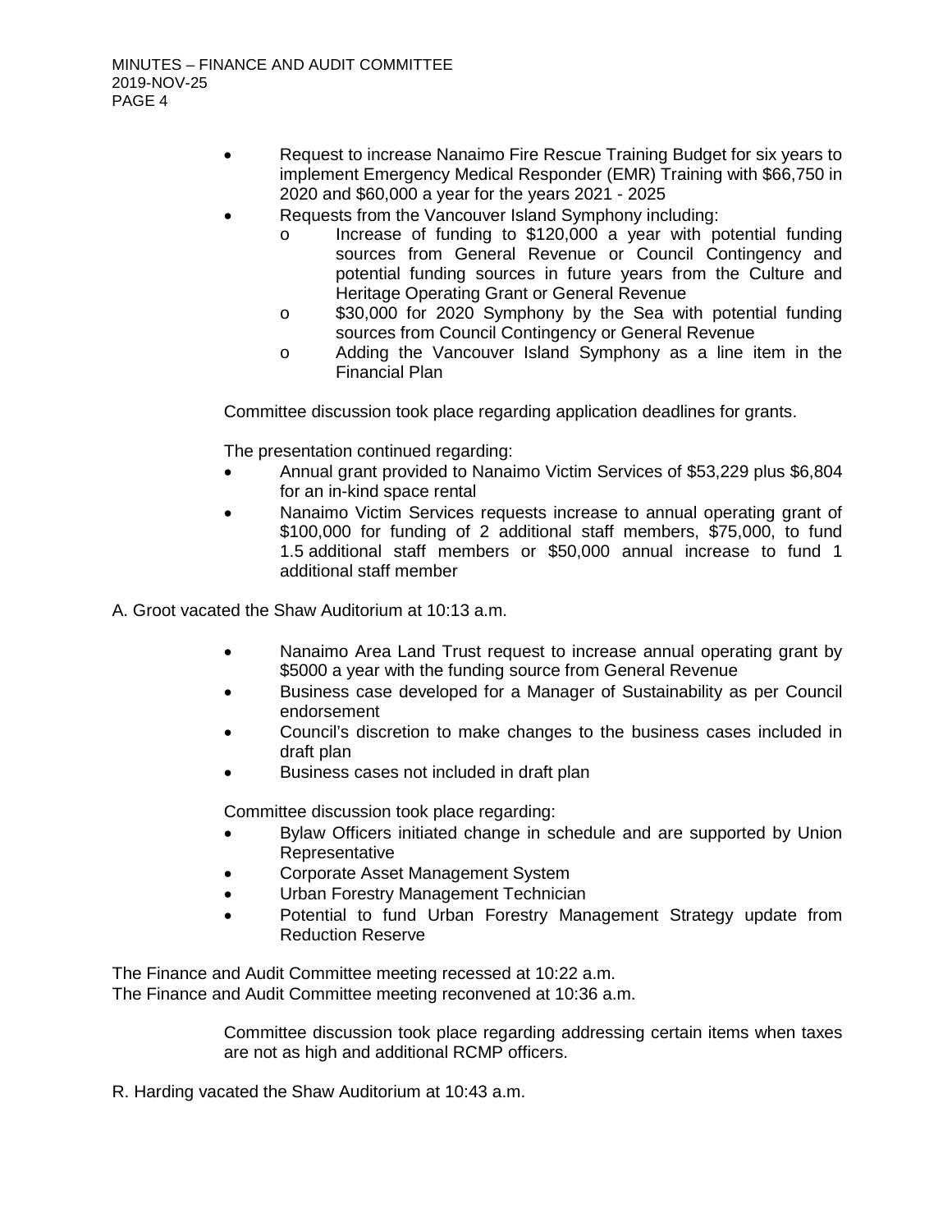- Request to increase Nanaimo Fire Rescue Training Budget for six years to implement Emergency Medical Responder (EMR) Training with $66,750 in 2020 and $60,000 a year for the years 2021 - 2025
- Requests from the Vancouver Island Symphony including:
  - Increase of funding to $120,000 a year with potential funding sources from General Revenue or Council Contingency and potential funding sources in future years from the Culture and Heritage Operating Grant or General Revenue
  - $30,000 for 2020 Symphony by the Sea with potential funding sources from Council Contingency or General Revenue
  - Adding the Vancouver Island Symphony as a line item in the Financial Plan

Committee discussion took place regarding application deadlines for grants.

The presentation continued regarding:

- Annual grant provided to Nanaimo Victim Services of $53,229 plus $6,804 for an in-kind space rental
- Nanaimo Victim Services requests increase to annual operating grant of $100,000 for funding of 2 additional staff members, $75,000, to fund 1.5 additional staff members or $50,000 annual increase to fund 1 additional staff member

A. Groot vacated the Shaw Auditorium at 10:13 a.m.

- Nanaimo Area Land Trust request to increase annual operating grant by $5000 a year with the funding source from General Revenue
- Business case developed for a Manager of Sustainability as per Council endorsement
- Council's discretion to make changes to the business cases included in draft plan
- Business cases not included in draft plan

Committee discussion took place regarding:

- Bylaw Officers initiated change in schedule and are supported by Union Representative
- Corporate Asset Management System
- Urban Forestry Management Technician
- Potential to fund Urban Forestry Management Strategy update from Reduction Reserve

The Finance and Audit Committee meeting recessed at 10:22 a.m.
The Finance and Audit Committee meeting reconvened at 10:36 a.m.

Committee discussion took place regarding addressing certain items when taxes are not as high and additional RCMP officers.

R. Harding vacated the Shaw Auditorium at 10:43 a.m.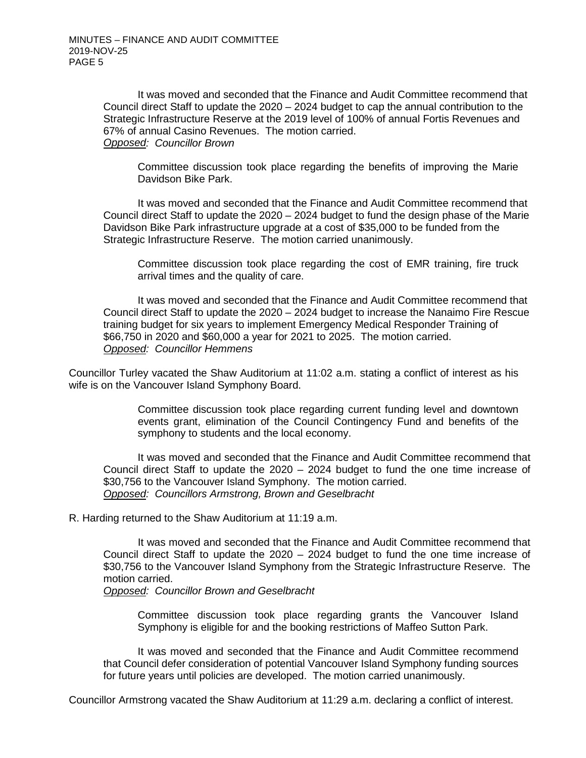It was moved and seconded that the Finance and Audit Committee recommend that Council direct Staff to update the 2020 – 2024 budget to cap the annual contribution to the Strategic Infrastructure Reserve at the 2019 level of 100% of annual Fortis Revenues and 67% of annual Casino Revenues. The motion carried.
*Opposed: Councillor Brown*

Committee discussion took place regarding the benefits of improving the Marie Davidson Bike Park.

It was moved and seconded that the Finance and Audit Committee recommend that Council direct Staff to update the 2020 – 2024 budget to fund the design phase of the Marie Davidson Bike Park infrastructure upgrade at a cost of $35,000 to be funded from the Strategic Infrastructure Reserve. The motion carried unanimously.

Committee discussion took place regarding the cost of EMR training, fire truck arrival times and the quality of care.

It was moved and seconded that the Finance and Audit Committee recommend that Council direct Staff to update the 2020 – 2024 budget to increase the Nanaimo Fire Rescue training budget for six years to implement Emergency Medical Responder Training of $66,750 in 2020 and $60,000 a year for 2021 to 2025. The motion carried.
*Opposed: Councillor Hemmens*

Councillor Turley vacated the Shaw Auditorium at 11:02 a.m. stating a conflict of interest as his wife is on the Vancouver Island Symphony Board.

Committee discussion took place regarding current funding level and downtown events grant, elimination of the Council Contingency Fund and benefits of the symphony to students and the local economy.

It was moved and seconded that the Finance and Audit Committee recommend that Council direct Staff to update the 2020 – 2024 budget to fund the one time increase of $30,756 to the Vancouver Island Symphony. The motion carried.
*Opposed: Councillors Armstrong, Brown and Geselbracht*

R. Harding returned to the Shaw Auditorium at 11:19 a.m.

It was moved and seconded that the Finance and Audit Committee recommend that Council direct Staff to update the 2020 – 2024 budget to fund the one time increase of $30,756 to the Vancouver Island Symphony from the Strategic Infrastructure Reserve. The motion carried.
*Opposed: Councillor Brown and Geselbracht*

Committee discussion took place regarding grants the Vancouver Island Symphony is eligible for and the booking restrictions of Maffeo Sutton Park.

It was moved and seconded that the Finance and Audit Committee recommend that Council defer consideration of potential Vancouver Island Symphony funding sources for future years until policies are developed. The motion carried unanimously.

Councillor Armstrong vacated the Shaw Auditorium at 11:29 a.m. declaring a conflict of interest.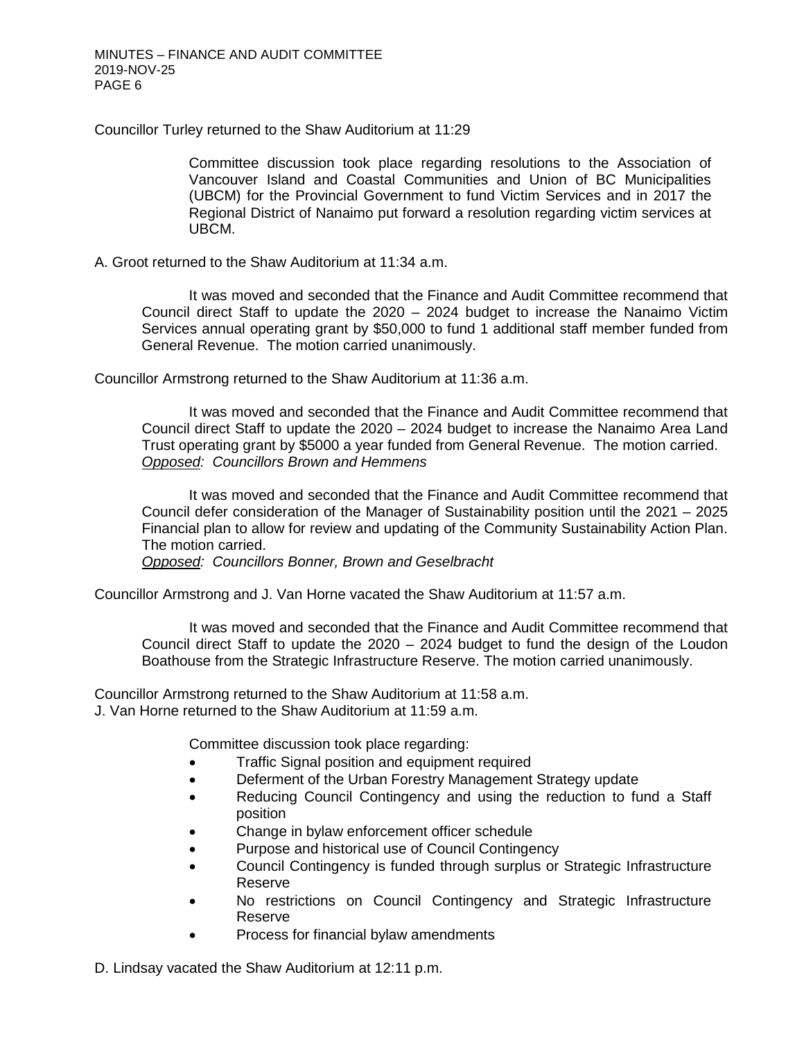Councillor Turley returned to the Shaw Auditorium at 11:29

Committee discussion took place regarding resolutions to the Association of Vancouver Island and Coastal Communities and Union of BC Municipalities (UBCM) for the Provincial Government to fund Victim Services and in 2017 the Regional District of Nanaimo put forward a resolution regarding victim services at UBCM.

A. Groot returned to the Shaw Auditorium at 11:34 a.m.

It was moved and seconded that the Finance and Audit Committee recommend that Council direct Staff to update the 2020 – 2024 budget to increase the Nanaimo Victim Services annual operating grant by $50,000 to fund 1 additional staff member funded from General Revenue. The motion carried unanimously.

Councillor Armstrong returned to the Shaw Auditorium at 11:36 a.m.

It was moved and seconded that the Finance and Audit Committee recommend that Council direct Staff to update the 2020 – 2024 budget to increase the Nanaimo Area Land Trust operating grant by $5000 a year funded from General Revenue. The motion carried.
*Opposed: Councillors Brown and Hemmens*

It was moved and seconded that the Finance and Audit Committee recommend that Council defer consideration of the Manager of Sustainability position until the 2021 – 2025 Financial plan to allow for review and updating of the Community Sustainability Action Plan. The motion carried.
*Opposed: Councillors Bonner, Brown and Geselbracht*

Councillor Armstrong and J. Van Horne vacated the Shaw Auditorium at 11:57 a.m.

It was moved and seconded that the Finance and Audit Committee recommend that Council direct Staff to update the 2020 – 2024 budget to fund the design of the Loudon Boathouse from the Strategic Infrastructure Reserve. The motion carried unanimously.

Councillor Armstrong returned to the Shaw Auditorium at 11:58 a.m.
J. Van Horne returned to the Shaw Auditorium at 11:59 a.m.

Committee discussion took place regarding:

- Traffic Signal position and equipment required
- Deferment of the Urban Forestry Management Strategy update
- Reducing Council Contingency and using the reduction to fund a Staff position
- Change in bylaw enforcement officer schedule
- Purpose and historical use of Council Contingency
- Council Contingency is funded through surplus or Strategic Infrastructure Reserve
- No restrictions on Council Contingency and Strategic Infrastructure Reserve
- Process for financial bylaw amendments

D. Lindsay vacated the Shaw Auditorium at 12:11 p.m.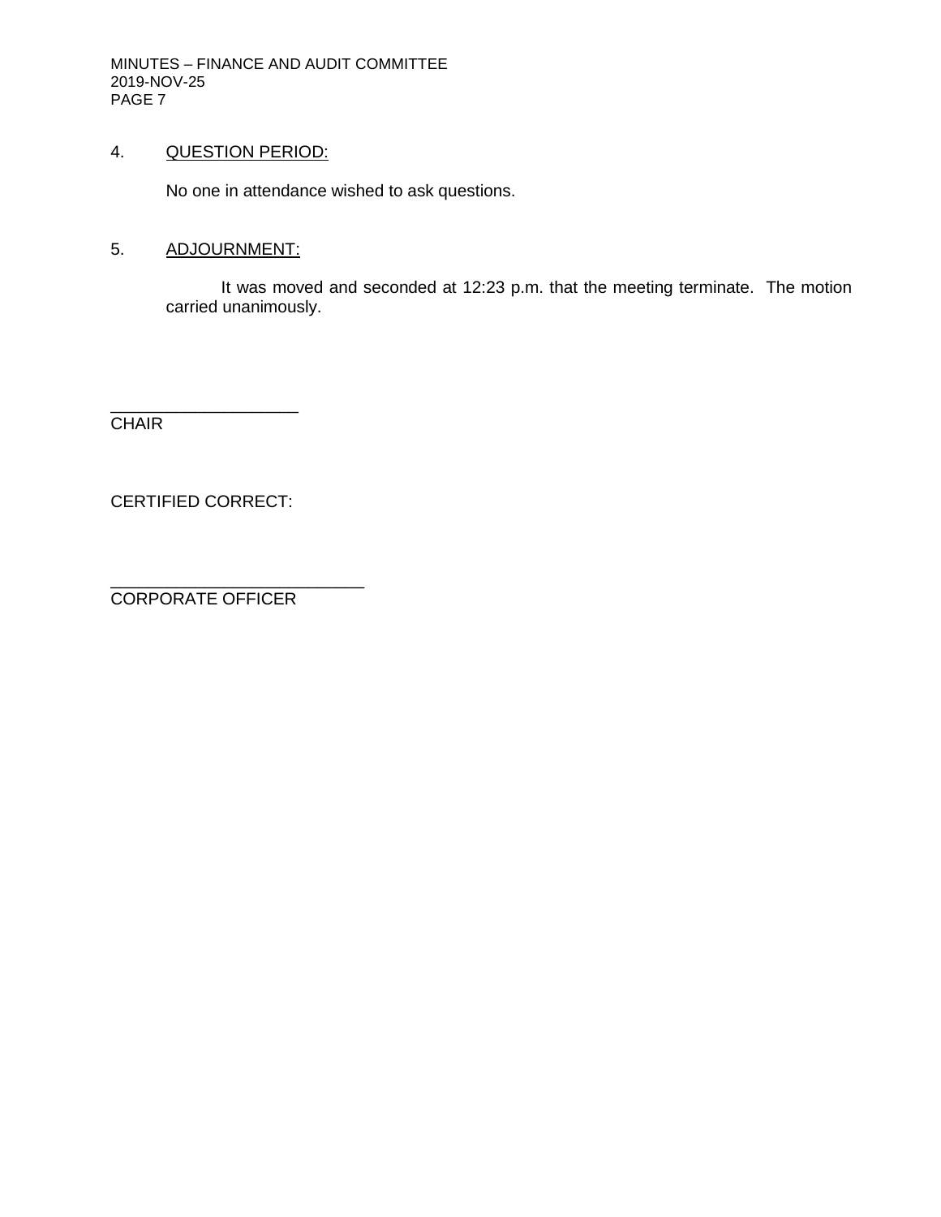4. QUESTION PERIOD:

No one in attendance wished to ask questions.

5. ADJOURNMENT:

It was moved and seconded at 12:23 p.m. that the meeting terminate. The motion carried unanimously.

____________________
CHAIR

CERTIFIED CORRECT:

__________________________
CORPORATE OFFICER